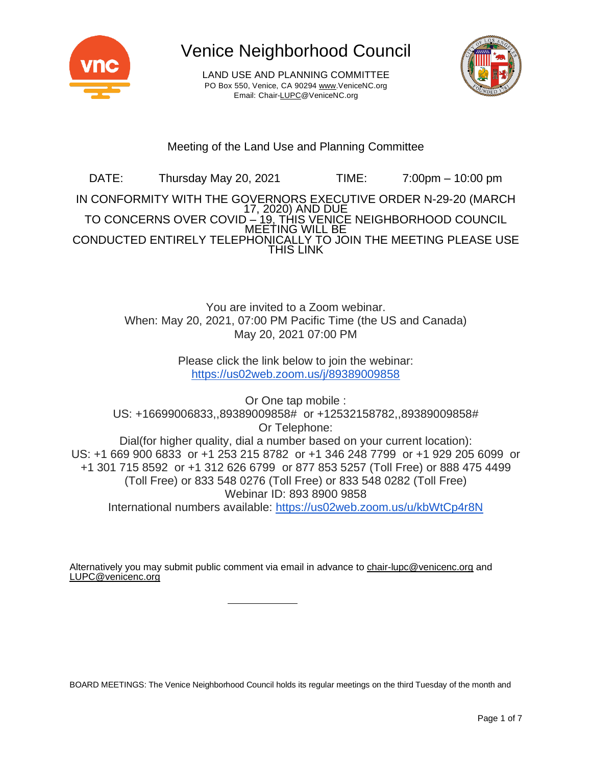# Venice Neighborhood Council

LAND USE AND PLANNING COMMITTEE
PO Box 550, Venice, CA 90294 www.VeniceNC.org
Email: Chair-LUPC@VeniceNC.org

## Meeting of the Land Use and Planning Committee

DATE: Thursday May 20, 2021 TIME: 7:00pm – 10:00 pm

IN CONFORMITY WITH THE GOVERNORS EXECUTIVE ORDER N-29-20 (MARCH 17, 2020) AND DUE TO CONCERNS OVER COVID – 19, THIS VENICE NEIGHBORHOOD COUNCIL MEETING WILL BE CONDUCTED ENTIRELY TELEPHONICALLY TO JOIN THE MEETING PLEASE USE THIS LINK

You are invited to a Zoom webinar.
When: May 20, 2021, 07:00 PM Pacific Time (the US and Canada)
May 20, 2021 07:00 PM

Please click the link below to join the webinar:
https://us02web.zoom.us/j/89389009858

Or One tap mobile :
US: +16699006833,,89389009858# or +12532158782,,89389009858#
Or Telephone:
Dial(for higher quality, dial a number based on your current location):
US: +1 669 900 6833 or +1 253 215 8782 or +1 346 248 7799 or +1 929 205 6099 or +1 301 715 8592 or +1 312 626 6799 or 877 853 5257 (Toll Free) or 888 475 4499 (Toll Free) or 833 548 0276 (Toll Free) or 833 548 0282 (Toll Free)
Webinar ID: 893 8900 9858
International numbers available: https://us02web.zoom.us/u/kbWtCp4r8N

Alternatively you may submit public comment via email in advance to chair-lupc@venicenc.org and LUPC@venicenc.org

BOARD MEETINGS: The Venice Neighborhood Council holds its regular meetings on the third Tuesday of the month and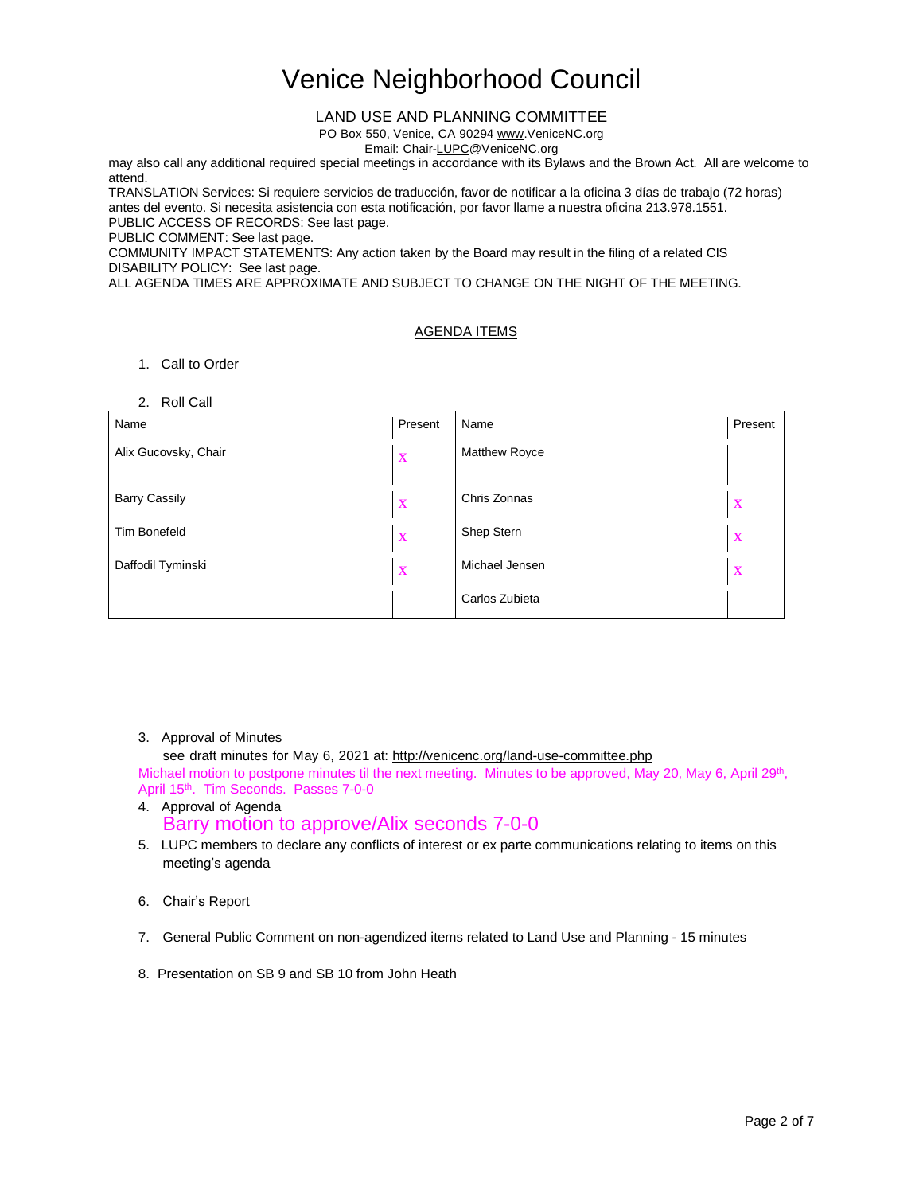# Venice Neighborhood Council

LAND USE AND PLANNING COMMITTEE

PO Box 550, Venice, CA 90294 www.VeniceNC.org

Email: Chair-LUPC@VeniceNC.org

may also call any additional required special meetings in accordance with its Bylaws and the Brown Act. All are welcome to attend.

TRANSLATION Services: Si requiere servicios de traducción, favor de notificar a la oficina 3 días de trabajo (72 horas) antes del evento. Si necesita asistencia con esta notificación, por favor llame a nuestra oficina 213.978.1551.

PUBLIC ACCESS OF RECORDS: See last page.

PUBLIC COMMENT: See last page.

COMMUNITY IMPACT STATEMENTS: Any action taken by the Board may result in the filing of a related CIS

DISABILITY POLICY: See last page.

ALL AGENDA TIMES ARE APPROXIMATE AND SUBJECT TO CHANGE ON THE NIGHT OF THE MEETING.

AGENDA ITEMS

1. Call to Order

2. Roll Call

| Name | Present | Name | Present |
|---|---|---|---|
| Alix Gucovsky, Chair | X | Matthew Royce | |
| Barry Cassily | X | Chris Zonnas | X |
| Tim Bonefeld | X | Shep Stern | X |
| Daffodil Tyminski | X | Michael Jensen | X |
| | | Carlos Zubieta | |

3. Approval of Minutes
   see draft minutes for May 6, 2021 at: http://venicenc.org/land-use-committee.php
   Michael motion to postpone minutes til the next meeting. Minutes to be approved, May 20, May 6, April 29th, April 15th. Tim Seconds. Passes 7-0-0

4. Approval of Agenda
   Barry motion to approve/Alix seconds 7-0-0

5. LUPC members to declare any conflicts of interest or ex parte communications relating to items on this meeting's agenda

6. Chair's Report

7. General Public Comment on non-agendized items related to Land Use and Planning - 15 minutes

8. Presentation on SB 9 and SB 10 from John Heath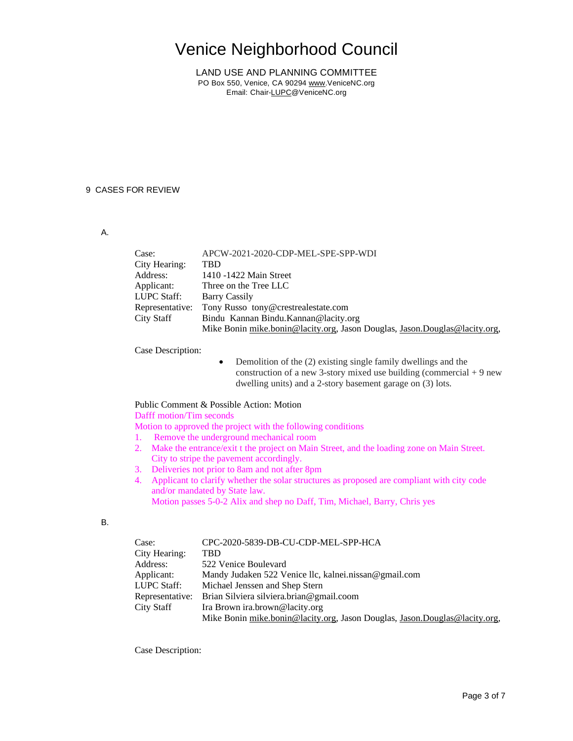# Venice Neighborhood Council

LAND USE AND PLANNING COMMITTEE
PO Box 550, Venice, CA 90294 www.VeniceNC.org
Email: Chair-LUPC@VeniceNC.org

9 CASES FOR REVIEW

A.

| | |
|---|---|
| Case: | APCW-2021-2020-CDP-MEL-SPE-SPP-WDI |
| City Hearing: | TBD |
| Address: | 1410 -1422 Main Street |
| Applicant: | Three on the Tree LLC |
| LUPC Staff: | Barry Cassily |
| Representative: | Tony Russo tony@crestrealestate.com |
| City Staff | Bindu Kannan Bindu.Kannan@lacity.org |
| | Mike Bonin mike.bonin@lacity.org, Jason Douglas, Jason.Douglas@lacity.org, |

Case Description:

- Demolition of the (2) existing single family dwellings and the construction of a new 3-story mixed use building (commercial + 9 new dwelling units) and a 2-story basement garage on (3) lots.

Public Comment & Possible Action: Motion

Dafff motion/Tim seconds

Motion to approved the project with the following conditions

1. Remove the underground mechanical room
2. Make the entrance/exit t the project on Main Street, and the loading zone on Main Street. City to stripe the pavement accordingly.
3. Deliveries not prior to 8am and not after 8pm
4. Applicant to clarify whether the solar structures as proposed are compliant with city code and/or mandated by State law.
   Motion passes 5-0-2 Alix and shep no Daff, Tim, Michael, Barry, Chris yes

B.

| | |
|---|---|
| Case: | CPC-2020-5839-DB-CU-CDP-MEL-SPP-HCA |
| City Hearing: | TBD |
| Address: | 522 Venice Boulevard |
| Applicant: | Mandy Judaken 522 Venice llc, kalnei.nissan@gmail.com |
| LUPC Staff: | Michael Jenssen and Shep Stern |
| Representative: | Brian Silviera silviera.brian@gmail.coom |
| City Staff | Ira Brown ira.brown@lacity.org |
| | Mike Bonin mike.bonin@lacity.org, Jason Douglas, Jason.Douglas@lacity.org, |

Case Description: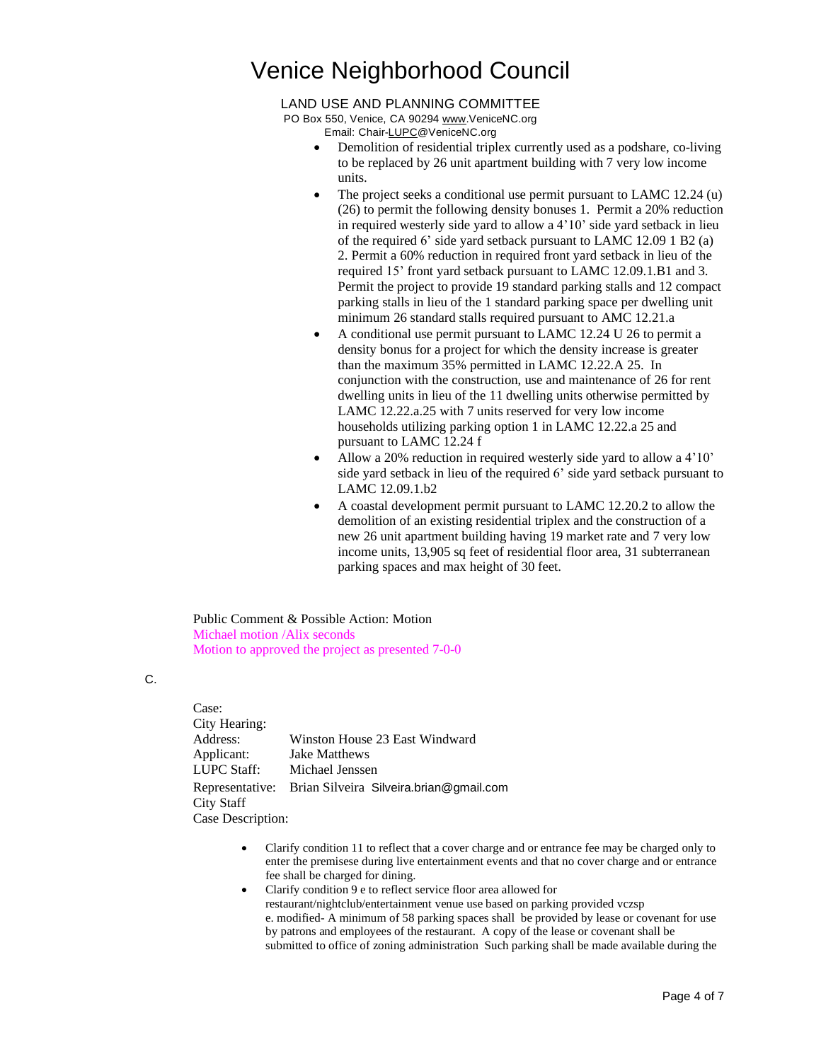# Venice Neighborhood Council

LAND USE AND PLANNING COMMITTEE
PO Box 550, Venice, CA 90294 www.VeniceNC.org
Email: Chair-LUPC@VeniceNC.org

- Demolition of residential triplex currently used as a podshare, co-living to be replaced by 26 unit apartment building with 7 very low income units.
- The project seeks a conditional use permit pursuant to LAMC 12.24 (u) (26) to permit the following density bonuses 1. Permit a 20% reduction in required westerly side yard to allow a 4'10' side yard setback in lieu of the required 6' side yard setback pursuant to LAMC 12.09 1 B2 (a) 2. Permit a 60% reduction in required front yard setback in lieu of the required 15' front yard setback pursuant to LAMC 12.09.1.B1 and 3. Permit the project to provide 19 standard parking stalls and 12 compact parking stalls in lieu of the 1 standard parking space per dwelling unit minimum 26 standard stalls required pursuant to AMC 12.21.a
- A conditional use permit pursuant to LAMC 12.24 U 26 to permit a density bonus for a project for which the density increase is greater than the maximum 35% permitted in LAMC 12.22.A 25. In conjunction with the construction, use and maintenance of 26 for rent dwelling units in lieu of the 11 dwelling units otherwise permitted by LAMC 12.22.a.25 with 7 units reserved for very low income households utilizing parking option 1 in LAMC 12.22.a 25 and pursuant to LAMC 12.24 f
- Allow a 20% reduction in required westerly side yard to allow a 4'10' side yard setback in lieu of the required 6' side yard setback pursuant to LAMC 12.09.1.b2
- A coastal development permit pursuant to LAMC 12.20.2 to allow the demolition of an existing residential triplex and the construction of a new 26 unit apartment building having 19 market rate and 7 very low income units, 13,905 sq feet of residential floor area, 31 subterranean parking spaces and max height of 30 feet.

Public Comment & Possible Action: Motion
Michael motion /Alix seconds
Motion to approved the project as presented 7-0-0

C.

Case:
City Hearing:
Address: Winston House 23 East Windward
Applicant: Jake Matthews
LUPC Staff: Michael Jenssen
Representative: Brian Silveira Silveira.brian@gmail.com
City Staff
Case Description:

- Clarify condition 11 to reflect that a cover charge and or entrance fee may be charged only to enter the premisese during live entertainment events and that no cover charge and or entrance fee shall be charged for dining.
- Clarify condition 9 e to reflect service floor area allowed for restaurant/nightclub/entertainment venue use based on parking provided vczsp e. modified- A minimum of 58 parking spaces shall be provided by lease or covenant for use by patrons and employees of the restaurant. A copy of the lease or covenant shall be submitted to office of zoning administration Such parking shall be made available during the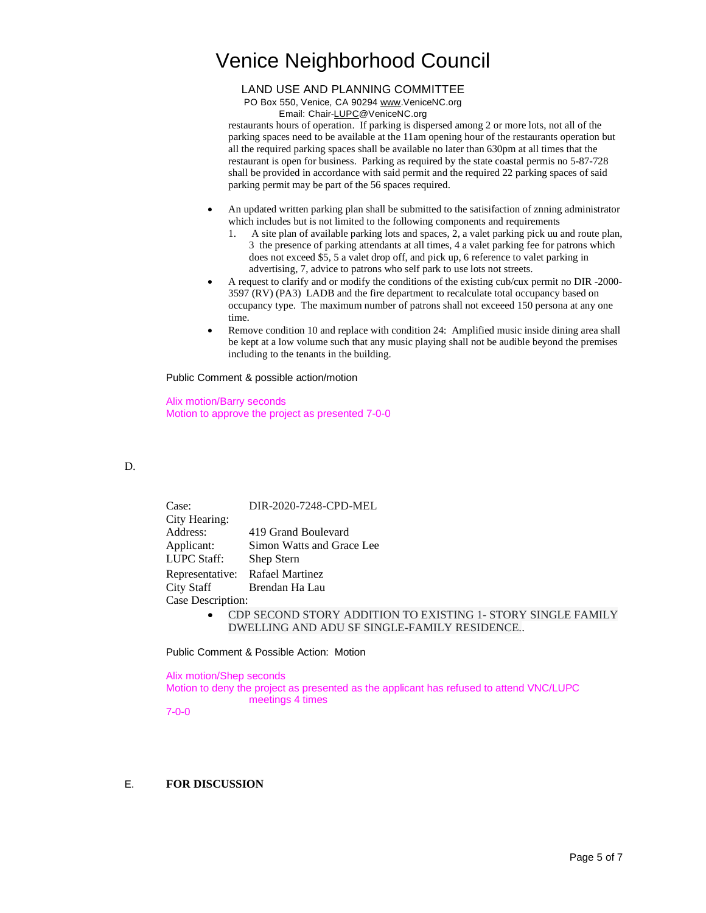# Venice Neighborhood Council

LAND USE AND PLANNING COMMITTEE
PO Box 550, Venice, CA 90294 www.VeniceNC.org
Email: Chair-LUPC@VeniceNC.org

restaurants hours of operation. If parking is dispersed among 2 or more lots, not all of the parking spaces need to be available at the 11am opening hour of the restaurants operation but all the required parking spaces shall be available no later than 630pm at all times that the restaurant is open for business. Parking as required by the state coastal permis no 5-87-728 shall be provided in accordance with said permit and the required 22 parking spaces of said parking permit may be part of the 56 spaces required.

- An updated written parking plan shall be submitted to the satisifaction of znning administrator which includes but is not limited to the following components and requirements
  1. A site plan of available parking lots and spaces, 2, a valet parking pick uu and route plan, 3 the presence of parking attendants at all times, 4 a valet parking fee for patrons which does not exceed $5, 5 a valet drop off, and pick up, 6 reference to valet parking in advertising, 7, advice to patrons who self park to use lots not streets.
- A request to clarify and or modify the conditions of the existing cub/cux permit no DIR -2000-3597 (RV) (PA3) LADB and the fire department to recalculate total occupancy based on occupancy type. The maximum number of patrons shall not exceeed 150 persona at any one time.
- Remove condition 10 and replace with condition 24: Amplified music inside dining area shall be kept at a low volume such that any music playing shall not be audible beyond the premises including to the tenants in the building.

Public Comment & possible action/motion

Alix motion/Barry seconds
Motion to approve the project as presented 7-0-0

D.

Case: DIR-2020-7248-CPD-MEL
City Hearing:
Address: 419 Grand Boulevard
Applicant: Simon Watts and Grace Lee
LUPC Staff: Shep Stern
Representative: Rafael Martinez
City Staff Brendan Ha Lau
Case Description:

- CDP SECOND STORY ADDITION TO EXISTING 1- STORY SINGLE FAMILY DWELLING AND ADU SF SINGLE-FAMILY RESIDENCE..

Public Comment & Possible Action: Motion

Alix motion/Shep seconds
Motion to deny the project as presented as the applicant has refused to attend VNC/LUPC meetings 4 times
7-0-0

E. **FOR DISCUSSION**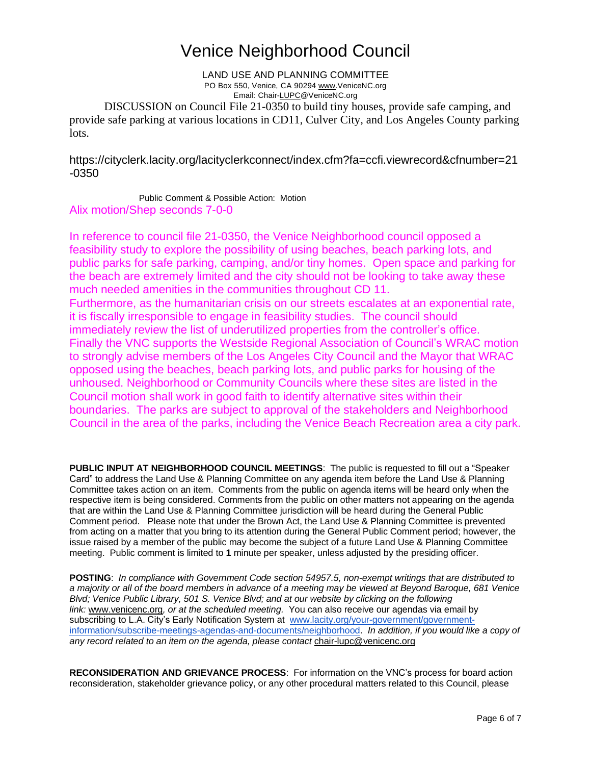# Venice Neighborhood Council

LAND USE AND PLANNING COMMITTEE
PO Box 550, Venice, CA 90294 www.VeniceNC.org
Email: Chair-LUPC@VeniceNC.org

DISCUSSION on Council File 21-0350 to build tiny houses, provide safe camping, and provide safe parking at various locations in CD11, Culver City, and Los Angeles County parking lots.

https://cityclerk.lacity.org/lacityclerkconnect/index.cfm?fa=ccfi.viewrecord&cfnumber=21-0350

Public Comment & Possible Action: Motion

Alix motion/Shep seconds 7-0-0

In reference to council file 21-0350, the Venice Neighborhood council opposed a feasibility study to explore the possibility of using beaches, beach parking lots, and public parks for safe parking, camping, and/or tiny homes. Open space and parking for the beach are extremely limited and the city should not be looking to take away these much needed amenities in the communities throughout CD 11.

Furthermore, as the humanitarian crisis on our streets escalates at an exponential rate, it is fiscally irresponsible to engage in feasibility studies. The council should immediately review the list of underutilized properties from the controller's office. Finally the VNC supports the Westside Regional Association of Council's WRAC motion to strongly advise members of the Los Angeles City Council and the Mayor that WRAC opposed using the beaches, beach parking lots, and public parks for housing of the unhoused. Neighborhood or Community Councils where these sites are listed in the Council motion shall work in good faith to identify alternative sites within their boundaries. The parks are subject to approval of the stakeholders and Neighborhood Council in the area of the parks, including the Venice Beach Recreation area a city park.

**PUBLIC INPUT AT NEIGHBORHOOD COUNCIL MEETINGS**: The public is requested to fill out a "Speaker Card" to address the Land Use & Planning Committee on any agenda item before the Land Use & Planning Committee takes action on an item. Comments from the public on agenda items will be heard only when the respective item is being considered. Comments from the public on other matters not appearing on the agenda that are within the Land Use & Planning Committee jurisdiction will be heard during the General Public Comment period. Please note that under the Brown Act, the Land Use & Planning Committee is prevented from acting on a matter that you bring to its attention during the General Public Comment period; however, the issue raised by a member of the public may become the subject of a future Land Use & Planning Committee meeting. Public comment is limited to **1** minute per speaker, unless adjusted by the presiding officer.

**POSTING**: *In compliance with Government Code section 54957.5, non-exempt writings that are distributed to a majority or all of the board members in advance of a meeting may be viewed at Beyond Baroque, 681 Venice Blvd; Venice Public Library, 501 S. Venice Blvd; and at our website by clicking on the following link:* www.venicenc.org*, or at the scheduled meeting.* You can also receive our agendas via email by subscribing to L.A. City's Early Notification System at www.lacity.org/your-government/government-information/subscribe-meetings-agendas-and-documents/neighborhood. *In addition, if you would like a copy of any record related to an item on the agenda, please contact* chair-lupc@venicenc.org

**RECONSIDERATION AND GRIEVANCE PROCESS**: For information on the VNC's process for board action reconsideration, stakeholder grievance policy, or any other procedural matters related to this Council, please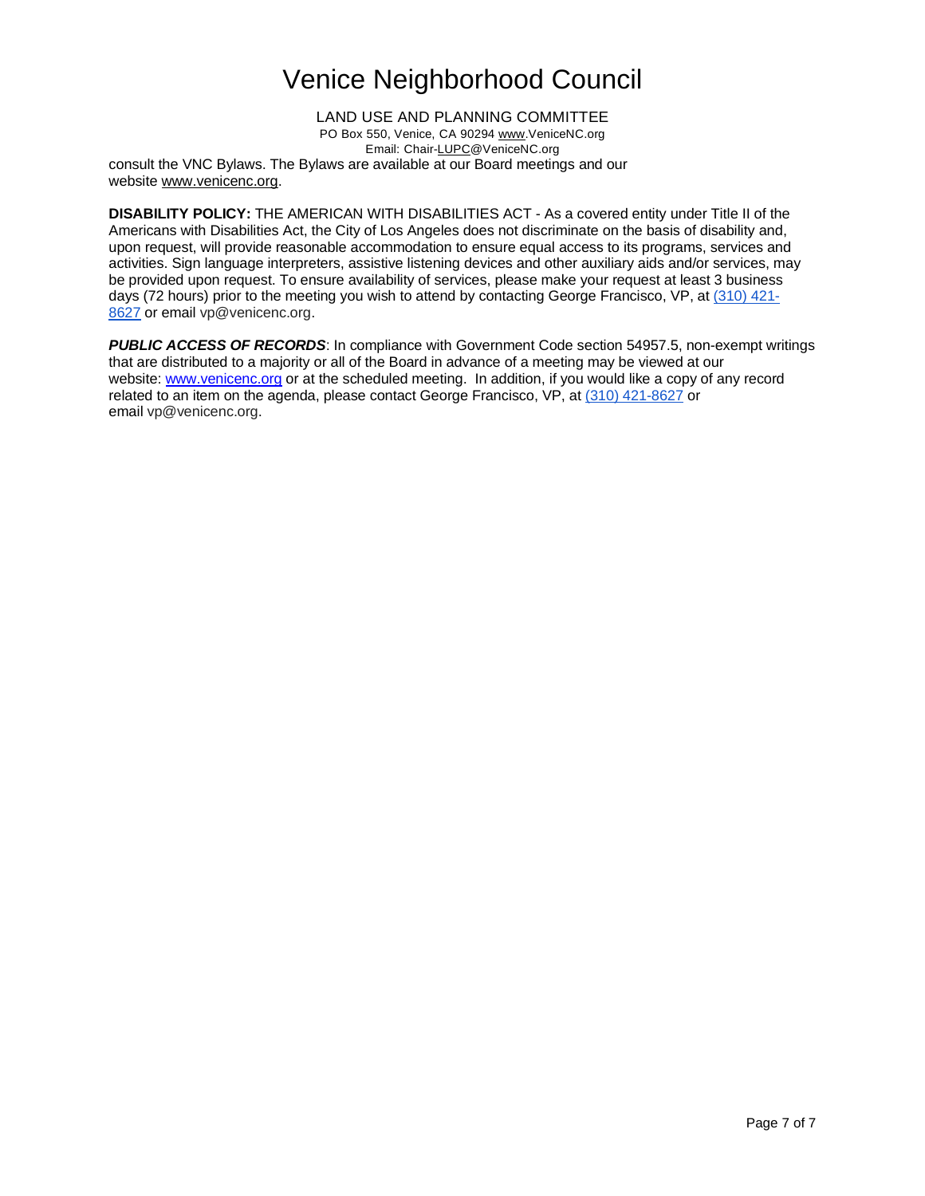consult the VNC Bylaws. The Bylaws are available at our Board meetings and our website www.venicenc.org.

**DISABILITY POLICY:** THE AMERICAN WITH DISABILITIES ACT - As a covered entity under Title II of the Americans with Disabilities Act, the City of Los Angeles does not discriminate on the basis of disability and, upon request, will provide reasonable accommodation to ensure equal access to its programs, services and activities. Sign language interpreters, assistive listening devices and other auxiliary aids and/or services, may be provided upon request. To ensure availability of services, please make your request at least 3 business days (72 hours) prior to the meeting you wish to attend by contacting George Francisco, VP, at (310) 421-8627 or email vp@venicenc.org.

***PUBLIC ACCESS OF RECORDS***: In compliance with Government Code section 54957.5, non-exempt writings that are distributed to a majority or all of the Board in advance of a meeting may be viewed at our website: www.venicenc.org or at the scheduled meeting. In addition, if you would like a copy of any record related to an item on the agenda, please contact George Francisco, VP, at (310) 421-8627 or email vp@venicenc.org.